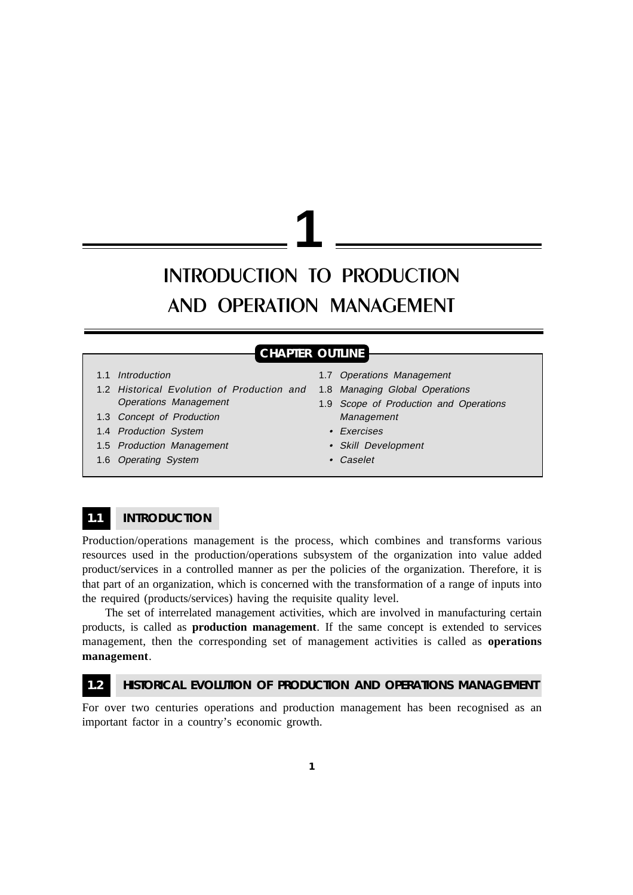# 1

# INTRODUCTION TO PRODUCTION AND OPERATION MANAGEMENT

**CHAPTER OUTLINE**

- 1.1 *Introduction*
- 1.2 *Historical Evolution of Production and Operations Management*
- 1.3 *Concept of Production*
- 1.4 *Production System*
- 1.5 *Production Management*
- 1.6 *Operating System*
- 1.7 *Operations Management*
- 1.8 *Managing Global Operations*
- 1.9 *Scope of Production and Operations Management*
- • *Exercises*
- • *Skill Development*
- • *Caselet*

## 1.1 INTRODUCTION

Production/operations management is the process, which combines and transforms various resources used in the production/operations subsystem of the organization into value added product/services in a controlled manner as per the policies of the organization. Therefore, it is that part of an organization, which is concerned with the transformation of a range of inputs into the required (products/services) having the requisite quality level.

The set of interrelated management activities, which are involved in manufacturing certain products, is called as **production management**. If the same concept is extended to services management, then the corresponding set of management activities is called as **operations management**.

## 1.2 HISTORICAL EVOLUTION OF PRODUCTION AND OPERATIONS MANAGEMENT

For over two centuries operations and production management has been recognised as an important factor in a country's economic growth.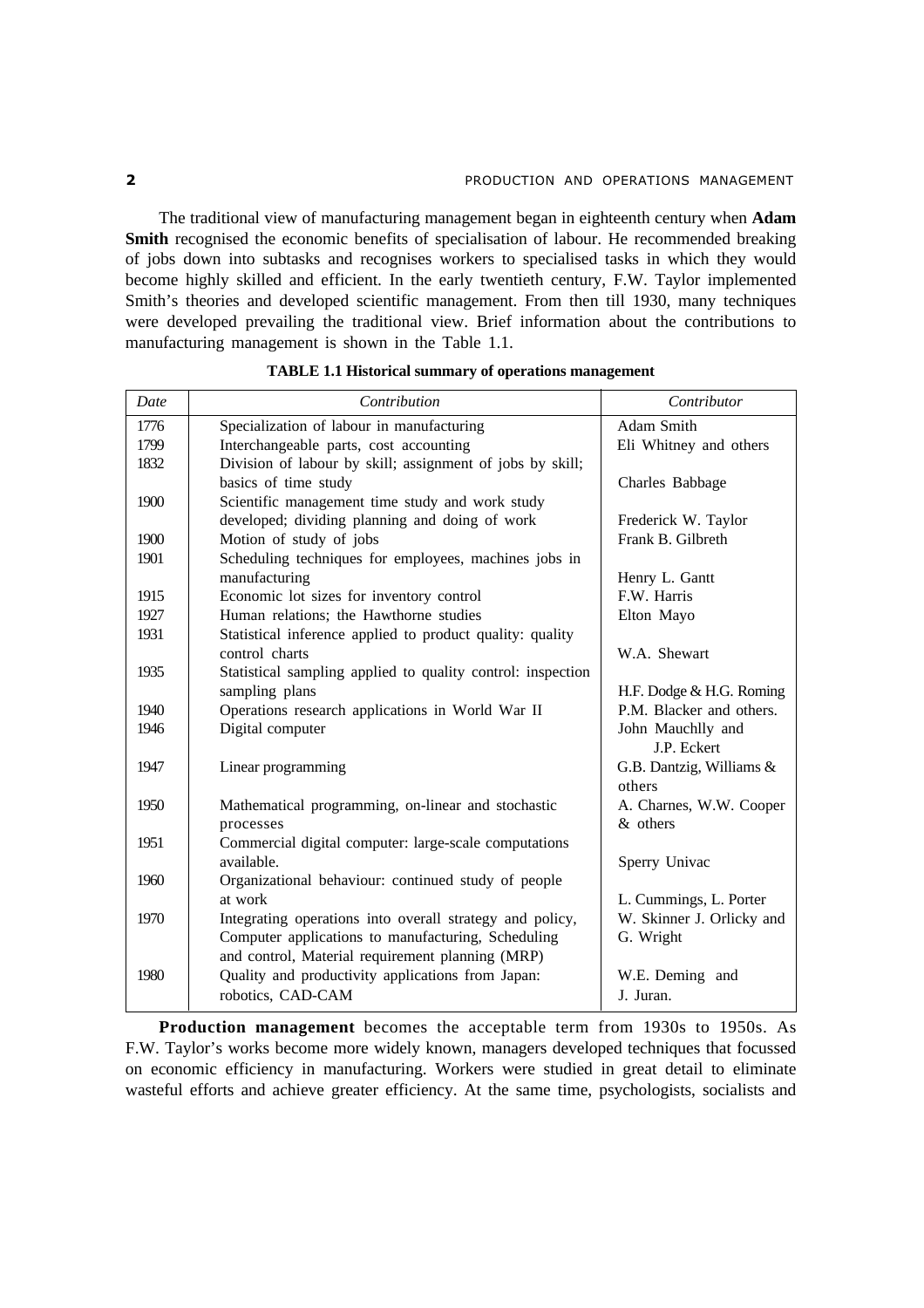The traditional view of manufacturing management began in eighteenth century when **Adam Smith** recognised the economic benefits of specialisation of labour. He recommended breaking of jobs down into subtasks and recognises workers to specialised tasks in which they would become highly skilled and efficient. In the early twentieth century, F.W. Taylor implemented Smith's theories and developed scientific management. From then till 1930, many techniques were developed prevailing the traditional view. Brief information about the contributions to manufacturing management is shown in the Table 1.1.

**TABLE 1.1 Historical summary of operations management**

| *Date* | *Contribution* | *Contributor* |
|---|---|---|
| 1776 | Specialization of labour in manufacturing | Adam Smith |
| 1799 | Interchangeable parts, cost accounting | Eli Whitney and others |
| 1832 | Division of labour by skill; assignment of jobs by skill; basics of time study | Charles Babbage |
| 1900 | Scientific management time study and work study developed; dividing planning and doing of work | Frederick W. Taylor |
| 1900 | Motion of study of jobs | Frank B. Gilbreth |
| 1901 | Scheduling techniques for employees, machines jobs in manufacturing | Henry L. Gantt |
| 1915 | Economic lot sizes for inventory control | F.W. Harris |
| 1927 | Human relations; the Hawthorne studies | Elton Mayo |
| 1931 | Statistical inference applied to product quality: quality control charts | W.A. Shewart |
| 1935 | Statistical sampling applied to quality control: inspection sampling plans | H.F. Dodge & H.G. Roming |
| 1940 | Operations research applications in World War II | P.M. Blacker and others. |
| 1946 | Digital computer | John Mauchlly and J.P. Eckert |
| 1947 | Linear programming | G.B. Dantzig, Williams & others |
| 1950 | Mathematical programming, on-linear and stochastic processes | A. Charnes, W.W. Cooper & others |
| 1951 | Commercial digital computer: large-scale computations available. | Sperry Univac |
| 1960 | Organizational behaviour: continued study of people at work | L. Cummings, L. Porter |
| 1970 | Integrating operations into overall strategy and policy, Computer applications to manufacturing, Scheduling and control, Material requirement planning (MRP) | W. Skinner J. Orlicky and G. Wright |
| 1980 | Quality and productivity applications from Japan: robotics, CAD-CAM | W.E. Deming and J. Juran. |

**Production management** becomes the acceptable term from 1930s to 1950s. As F.W. Taylor's works become more widely known, managers developed techniques that focussed on economic efficiency in manufacturing. Workers were studied in great detail to eliminate wasteful efforts and achieve greater efficiency. At the same time, psychologists, socialists and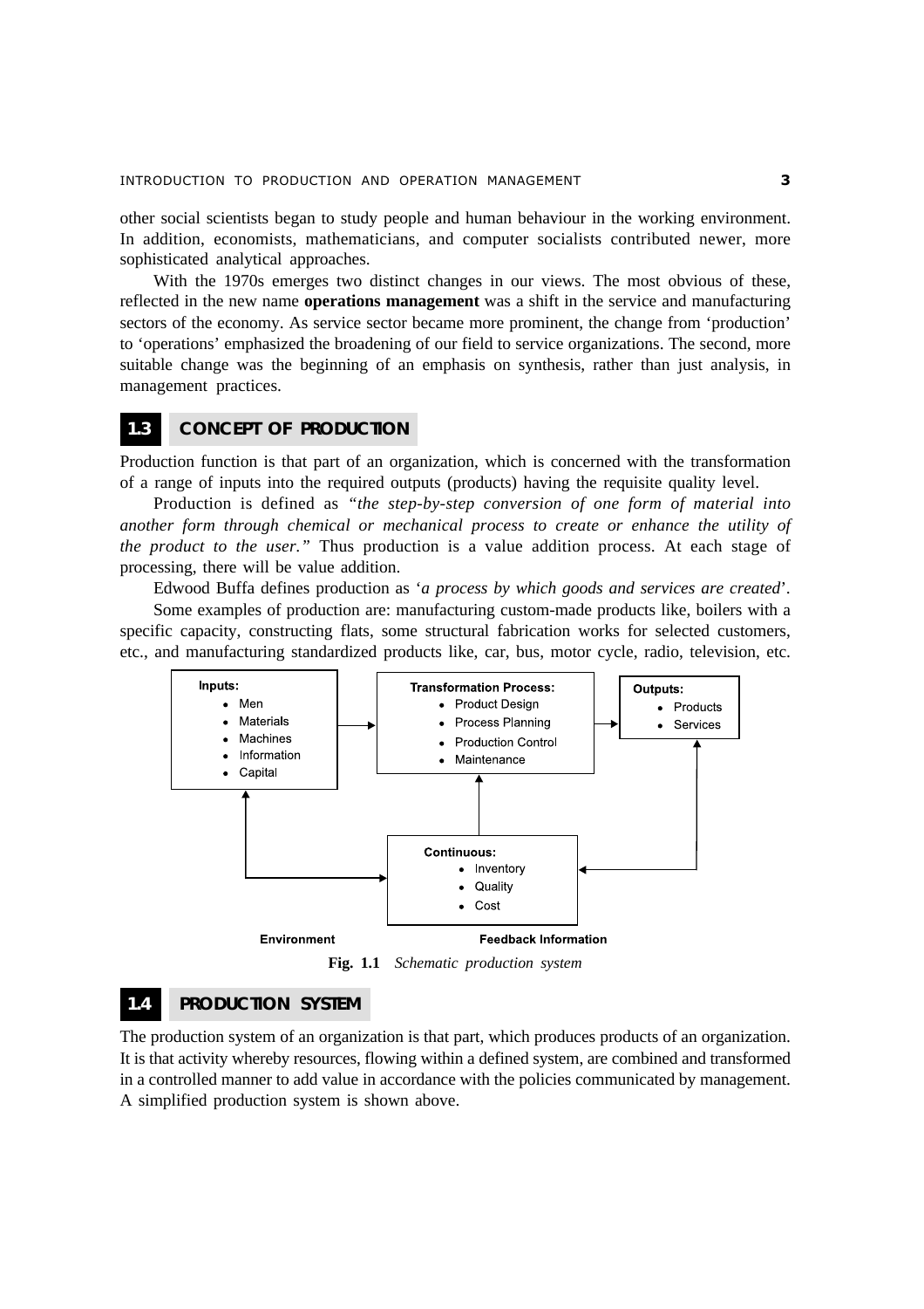other social scientists began to study people and human behaviour in the working environment. In addition, economists, mathematicians, and computer socialists contributed newer, more sophisticated analytical approaches.

With the 1970s emerges two distinct changes in our views. The most obvious of these, reflected in the new name **operations management** was a shift in the service and manufacturing sectors of the economy. As service sector became more prominent, the change from 'production' to 'operations' emphasized the broadening of our field to service organizations. The second, more suitable change was the beginning of an emphasis on synthesis, rather than just analysis, in management practices.

## 1.3 CONCEPT OF PRODUCTION

Production function is that part of an organization, which is concerned with the transformation of a range of inputs into the required outputs (products) having the requisite quality level.

Production is defined as *"the step-by-step conversion of one form of material into another form through chemical or mechanical process to create or enhance the utility of the product to the user."* Thus production is a value addition process. At each stage of processing, there will be value addition.

Edwood Buffa defines production as '*a process by which goods and services are created*'.

Some examples of production are: manufacturing custom-made products like, boilers with a specific capacity, constructing flats, some structural fabrication works for selected customers, etc., and manufacturing standardized products like, car, bus, motor cycle, radio, television, etc.

**Inputs:**
- Men
- Materials
- Machines
- Information
- Capital

**Transformation Process:**
- Product Design
- Process Planning
- Production Control
- Maintenance

**Outputs:**
- Products
- Services

**Continuous:**
- Inventory
- Quality
- Cost

Environment — Feedback Information

**Fig. 1.1** *Schematic production system*

## 1.4 PRODUCTION SYSTEM

The production system of an organization is that part, which produces products of an organization. It is that activity whereby resources, flowing within a defined system, are combined and transformed in a controlled manner to add value in accordance with the policies communicated by management. A simplified production system is shown above.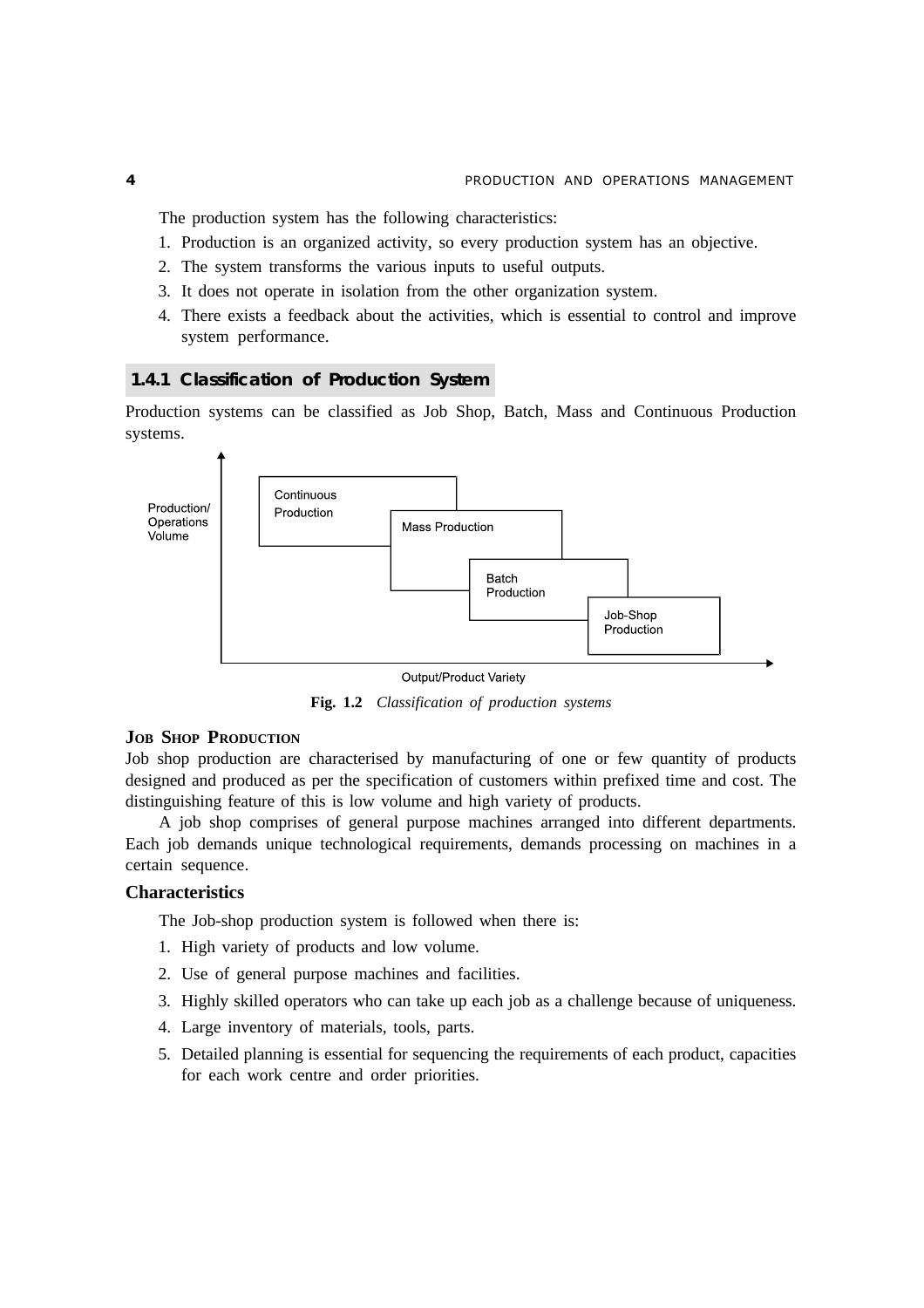The production system has the following characteristics:

1. Production is an organized activity, so every production system has an objective.
2. The system transforms the various inputs to useful outputs.
3. It does not operate in isolation from the other organization system.
4. There exists a feedback about the activities, which is essential to control and improve system performance.

### 1.4.1 Classification of Production System

Production systems can be classified as Job Shop, Batch, Mass and Continuous Production systems.

Production/ Operations Volume

Continuous Production

Mass Production

Batch Production

Job-Shop Production

Output/Product Variety

**Fig. 1.2** *Classification of production systems*

#### JOB SHOP PRODUCTION

Job shop production are characterised by manufacturing of one or few quantity of products designed and produced as per the specification of customers within prefixed time and cost. The distinguishing feature of this is low volume and high variety of products.

A job shop comprises of general purpose machines arranged into different departments. Each job demands unique technological requirements, demands processing on machines in a certain sequence.

#### Characteristics

The Job-shop production system is followed when there is:

1. High variety of products and low volume.
2. Use of general purpose machines and facilities.
3. Highly skilled operators who can take up each job as a challenge because of uniqueness.
4. Large inventory of materials, tools, parts.
5. Detailed planning is essential for sequencing the requirements of each product, capacities for each work centre and order priorities.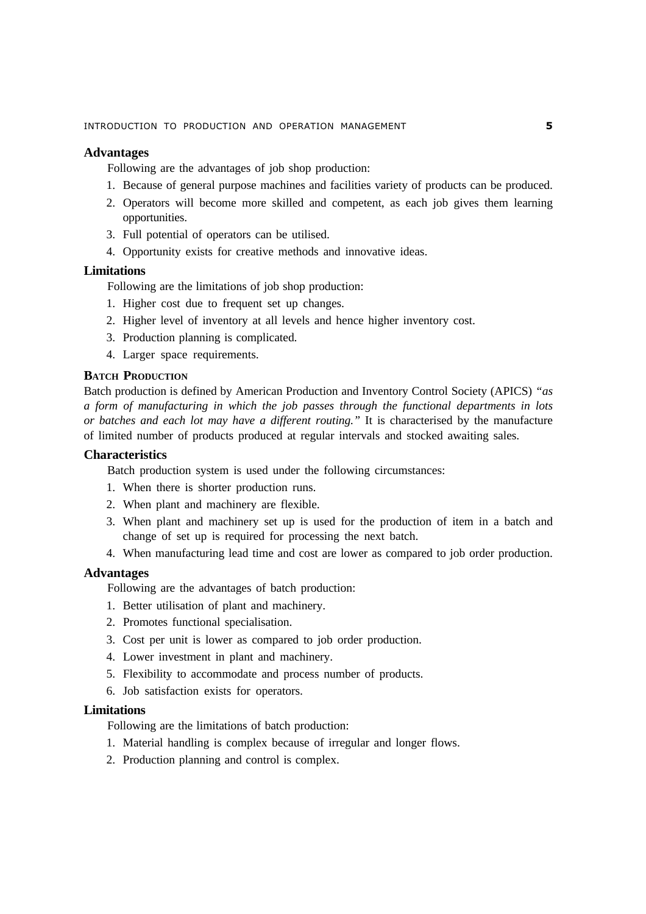### Advantages

Following are the advantages of job shop production:

1. Because of general purpose machines and facilities variety of products can be produced.
2. Operators will become more skilled and competent, as each job gives them learning opportunities.
3. Full potential of operators can be utilised.
4. Opportunity exists for creative methods and innovative ideas.

### Limitations

Following are the limitations of job shop production:

1. Higher cost due to frequent set up changes.
2. Higher level of inventory at all levels and hence higher inventory cost.
3. Production planning is complicated.
4. Larger space requirements.

## BATCH PRODUCTION

Batch production is defined by American Production and Inventory Control Society (APICS) *"as a form of manufacturing in which the job passes through the functional departments in lots or batches and each lot may have a different routing."* It is characterised by the manufacture of limited number of products produced at regular intervals and stocked awaiting sales.

### Characteristics

Batch production system is used under the following circumstances:

1. When there is shorter production runs.
2. When plant and machinery are flexible.
3. When plant and machinery set up is used for the production of item in a batch and change of set up is required for processing the next batch.
4. When manufacturing lead time and cost are lower as compared to job order production.

### Advantages

Following are the advantages of batch production:

1. Better utilisation of plant and machinery.
2. Promotes functional specialisation.
3. Cost per unit is lower as compared to job order production.
4. Lower investment in plant and machinery.
5. Flexibility to accommodate and process number of products.
6. Job satisfaction exists for operators.

### Limitations

Following are the limitations of batch production:

1. Material handling is complex because of irregular and longer flows.
2. Production planning and control is complex.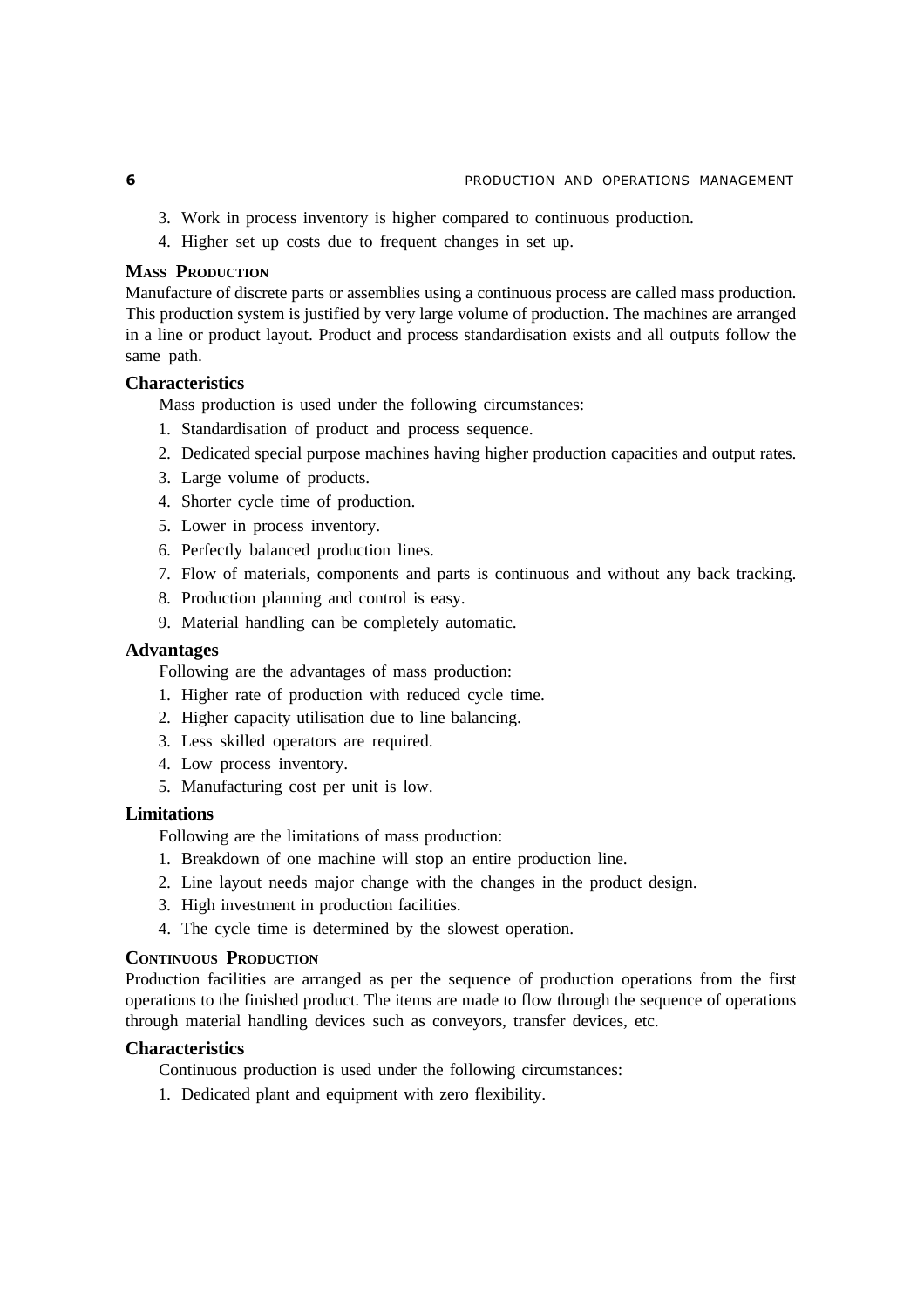3. Work in process inventory is higher compared to continuous production.
4. Higher set up costs due to frequent changes in set up.

### Mass Production

Manufacture of discrete parts or assemblies using a continuous process are called mass production. This production system is justified by very large volume of production. The machines are arranged in a line or product layout. Product and process standardisation exists and all outputs follow the same path.

#### Characteristics

Mass production is used under the following circumstances:

1. Standardisation of product and process sequence.
2. Dedicated special purpose machines having higher production capacities and output rates.
3. Large volume of products.
4. Shorter cycle time of production.
5. Lower in process inventory.
6. Perfectly balanced production lines.
7. Flow of materials, components and parts is continuous and without any back tracking.
8. Production planning and control is easy.
9. Material handling can be completely automatic.

#### Advantages

Following are the advantages of mass production:

1. Higher rate of production with reduced cycle time.
2. Higher capacity utilisation due to line balancing.
3. Less skilled operators are required.
4. Low process inventory.
5. Manufacturing cost per unit is low.

#### Limitations

Following are the limitations of mass production:

1. Breakdown of one machine will stop an entire production line.
2. Line layout needs major change with the changes in the product design.
3. High investment in production facilities.
4. The cycle time is determined by the slowest operation.

### Continuous Production

Production facilities are arranged as per the sequence of production operations from the first operations to the finished product. The items are made to flow through the sequence of operations through material handling devices such as conveyors, transfer devices, etc.

#### Characteristics

Continuous production is used under the following circumstances:

1. Dedicated plant and equipment with zero flexibility.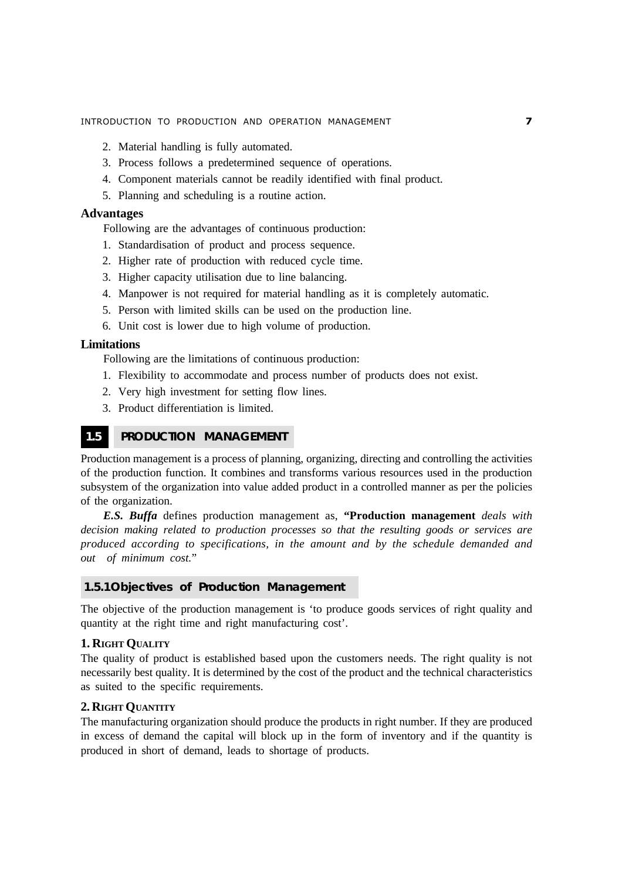2. Material handling is fully automated.
3. Process follows a predetermined sequence of operations.
4. Component materials cannot be readily identified with final product.
5. Planning and scheduling is a routine action.

**Advantages**

Following are the advantages of continuous production:

1. Standardisation of product and process sequence.
2. Higher rate of production with reduced cycle time.
3. Higher capacity utilisation due to line balancing.
4. Manpower is not required for material handling as it is completely automatic.
5. Person with limited skills can be used on the production line.
6. Unit cost is lower due to high volume of production.

**Limitations**

Following are the limitations of continuous production:

1. Flexibility to accommodate and process number of products does not exist.
2. Very high investment for setting flow lines.
3. Product differentiation is limited.

## 1.5 PRODUCTION MANAGEMENT

Production management is a process of planning, organizing, directing and controlling the activities of the production function. It combines and transforms various resources used in the production subsystem of the organization into value added product in a controlled manner as per the policies of the organization.

***E.S. Buffa*** defines production management as, **"Production management** *deals with decision making related to production processes so that the resulting goods or services are produced according to specifications, in the amount and by the schedule demanded and out of minimum cost.*"

### 1.5.1 Objectives of Production Management

The objective of the production management is 'to produce goods services of right quality and quantity at the right time and right manufacturing cost'.

#### 1. Right Quality

The quality of product is established based upon the customers needs. The right quality is not necessarily best quality. It is determined by the cost of the product and the technical characteristics as suited to the specific requirements.

#### 2. Right Quantity

The manufacturing organization should produce the products in right number. If they are produced in excess of demand the capital will block up in the form of inventory and if the quantity is produced in short of demand, leads to shortage of products.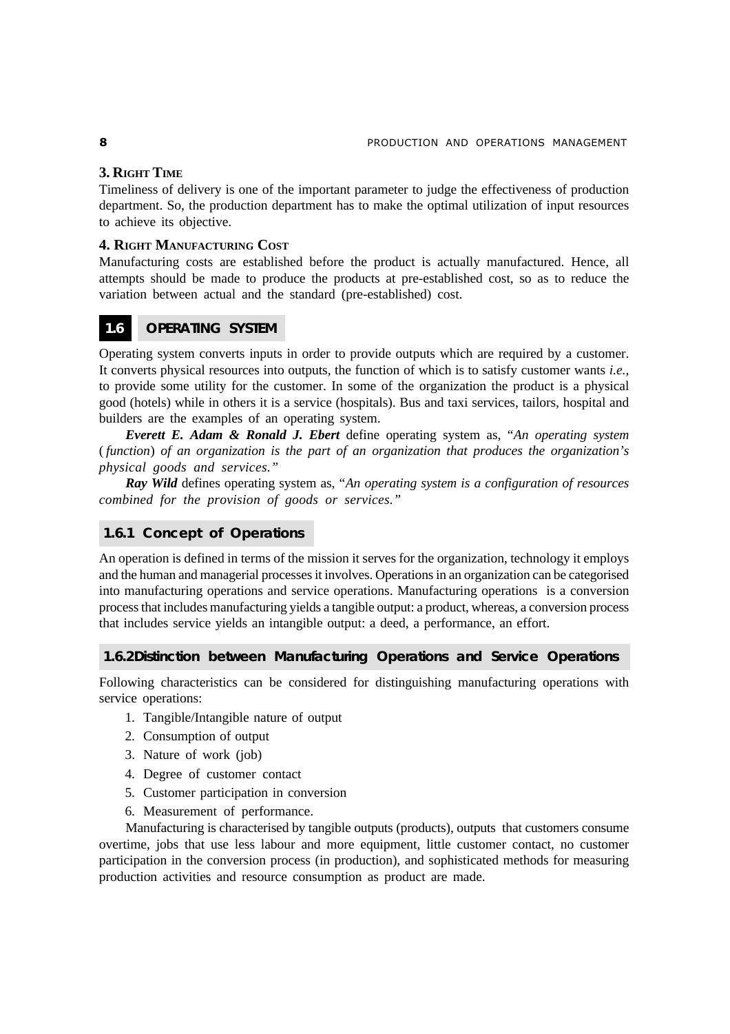**3. Right Time**

Timeliness of delivery is one of the important parameter to judge the effectiveness of production department. So, the production department has to make the optimal utilization of input resources to achieve its objective.

**4. Right Manufacturing Cost**

Manufacturing costs are established before the product is actually manufactured. Hence, all attempts should be made to produce the products at pre-established cost, so as to reduce the variation between actual and the standard (pre-established) cost.

## 1.6 OPERATING SYSTEM

Operating system converts inputs in order to provide outputs which are required by a customer. It converts physical resources into outputs, the function of which is to satisfy customer wants *i.e.*, to provide some utility for the customer. In some of the organization the product is a physical good (hotels) while in others it is a service (hospitals). Bus and taxi services, tailors, hospital and builders are the examples of an operating system.

***Everett E. Adam & Ronald J. Ebert*** define operating system as, "*An operating system* (*function*) *of an organization is the part of an organization that produces the organization's physical goods and services.*"

***Ray Wild*** defines operating system as, "*An operating system is a configuration of resources combined for the provision of goods or services.*"

### 1.6.1 Concept of Operations

An operation is defined in terms of the mission it serves for the organization, technology it employs and the human and managerial processes it involves. Operations in an organization can be categorised into manufacturing operations and service operations. Manufacturing operations is a conversion process that includes manufacturing yields a tangible output: a product, whereas, a conversion process that includes service yields an intangible output: a deed, a performance, an effort.

### 1.6.2 Distinction between Manufacturing Operations and Service Operations

Following characteristics can be considered for distinguishing manufacturing operations with service operations:

1. Tangible/Intangible nature of output
2. Consumption of output
3. Nature of work (job)
4. Degree of customer contact
5. Customer participation in conversion
6. Measurement of performance.

Manufacturing is characterised by tangible outputs (products), outputs that customers consume overtime, jobs that use less labour and more equipment, little customer contact, no customer participation in the conversion process (in production), and sophisticated methods for measuring production activities and resource consumption as product are made.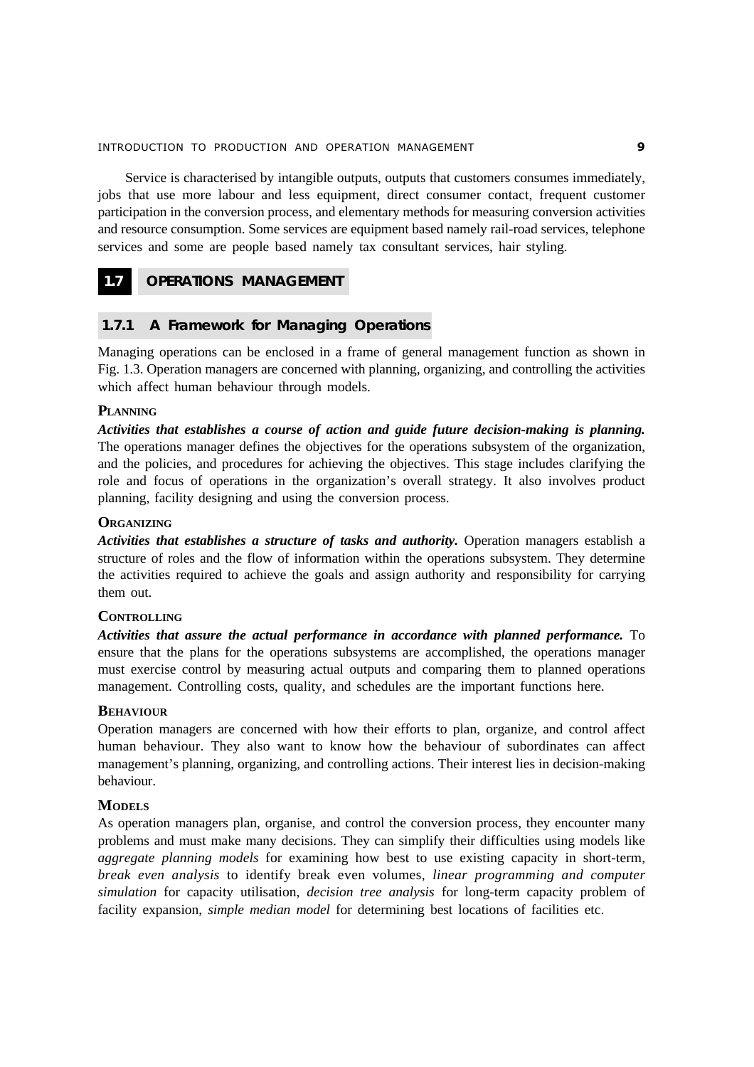Service is characterised by intangible outputs, outputs that customers consumes immediately, jobs that use more labour and less equipment, direct consumer contact, frequent customer participation in the conversion process, and elementary methods for measuring conversion activities and resource consumption. Some services are equipment based namely rail-road services, telephone services and some are people based namely tax consultant services, hair styling.

## 1.7 OPERATIONS MANAGEMENT

### 1.7.1 A Framework for Managing Operations

Managing operations can be enclosed in a frame of general management function as shown in Fig. 1.3. Operation managers are concerned with planning, organizing, and controlling the activities which affect human behaviour through models.

#### PLANNING

***Activities that establishes a course of action and guide future decision-making is planning.*** The operations manager defines the objectives for the operations subsystem of the organization, and the policies, and procedures for achieving the objectives. This stage includes clarifying the role and focus of operations in the organization's overall strategy. It also involves product planning, facility designing and using the conversion process.

#### ORGANIZING

***Activities that establishes a structure of tasks and authority.*** Operation managers establish a structure of roles and the flow of information within the operations subsystem. They determine the activities required to achieve the goals and assign authority and responsibility for carrying them out.

#### CONTROLLING

***Activities that assure the actual performance in accordance with planned performance.*** To ensure that the plans for the operations subsystems are accomplished, the operations manager must exercise control by measuring actual outputs and comparing them to planned operations management. Controlling costs, quality, and schedules are the important functions here.

#### BEHAVIOUR

Operation managers are concerned with how their efforts to plan, organize, and control affect human behaviour. They also want to know how the behaviour of subordinates can affect management's planning, organizing, and controlling actions. Their interest lies in decision-making behaviour.

#### MODELS

As operation managers plan, organise, and control the conversion process, they encounter many problems and must make many decisions. They can simplify their difficulties using models like *aggregate planning models* for examining how best to use existing capacity in short-term, *break even analysis* to identify break even volumes, *linear programming and computer simulation* for capacity utilisation, *decision tree analysis* for long-term capacity problem of facility expansion, *simple median model* for determining best locations of facilities etc.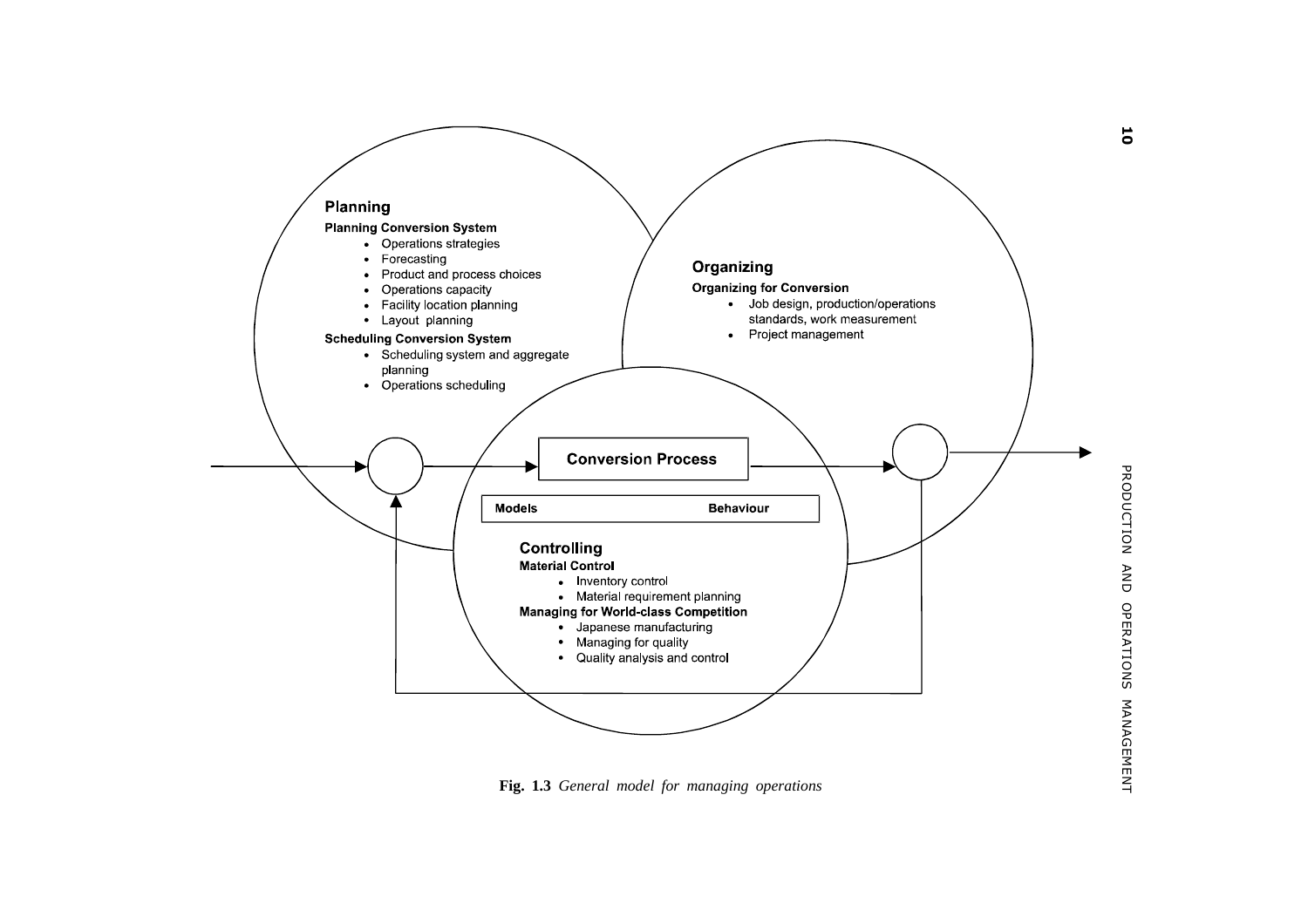**Planning**

**Planning Conversion System**

- Operations strategies
- Forecasting
- Product and process choices
- Operations capacity
- Facility location planning
- Layout planning

**Scheduling Conversion System**

- Scheduling system and aggregate planning
- Operations scheduling

**Organizing**

**Organizing for Conversion**

- Job design, production/operations standards, work measurement
- Project management

**Conversion Process**

| Models | Behaviour |
|---|---|

**Controlling**

**Material Control**

- Inventory control
- Material requirement planning

**Managing for World-class Competition**

- Japanese manufacturing
- Managing for quality
- Quality analysis and control

**Fig. 1.3** *General model for managing operations*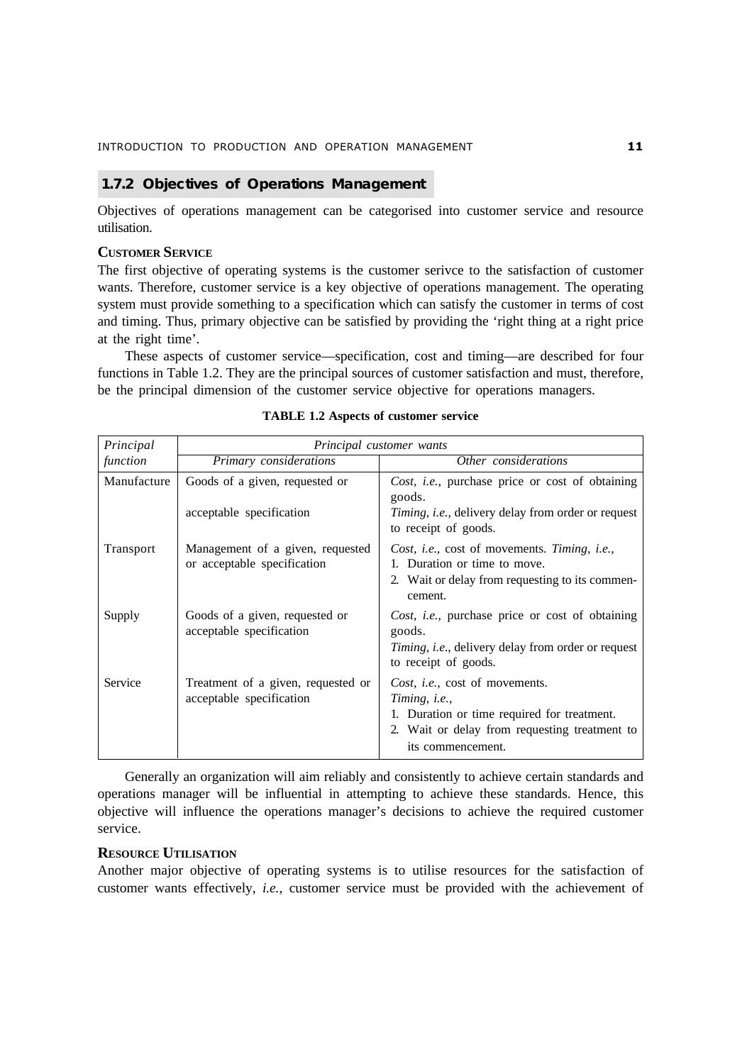### 1.7.2 Objectives of Operations Management

Objectives of operations management can be categorised into customer service and resource utilisation.

**CUSTOMER SERVICE**

The first objective of operating systems is the customer serivce to the satisfaction of customer wants. Therefore, customer service is a key objective of operations management. The operating system must provide something to a specification which can satisfy the customer in terms of cost and timing. Thus, primary objective can be satisfied by providing the 'right thing at a right price at the right time'.

These aspects of customer service—specification, cost and timing—are described for four functions in Table 1.2. They are the principal sources of customer satisfaction and must, therefore, be the principal dimension of the customer service objective for operations managers.

**TABLE 1.2 Aspects of customer service**

| *Principal function* | *Principal customer wants* | |
|---|---|---|
| | *Primary considerations* | *Other considerations* |
| Manufacture | Goods of a given, requested or acceptable specification | *Cost, i.e.,* purchase price or cost of obtaining goods. *Timing, i.e.,* delivery delay from order or request to receipt of goods. |
| Transport | Management of a given, requested or acceptable specification | *Cost, i.e.,* cost of movements. *Timing, i.e.,* 1. Duration or time to move. 2. Wait or delay from requesting to its commencement. |
| Supply | Goods of a given, requested or acceptable specification | *Cost, i.e.,* purchase price or cost of obtaining goods. *Timing, i.e.,* delivery delay from order or request to receipt of goods. |
| Service | Treatment of a given, requested or acceptable specification | *Cost, i.e.,* cost of movements. *Timing, i.e.,* 1. Duration or time required for treatment. 2. Wait or delay from requesting treatment to its commencement. |

Generally an organization will aim reliably and consistently to achieve certain standards and operations manager will be influential in attempting to achieve these standards. Hence, this objective will influence the operations manager's decisions to achieve the required customer service.

**RESOURCE UTILISATION**

Another major objective of operating systems is to utilise resources for the satisfaction of customer wants effectively, *i.e.*, customer service must be provided with the achievement of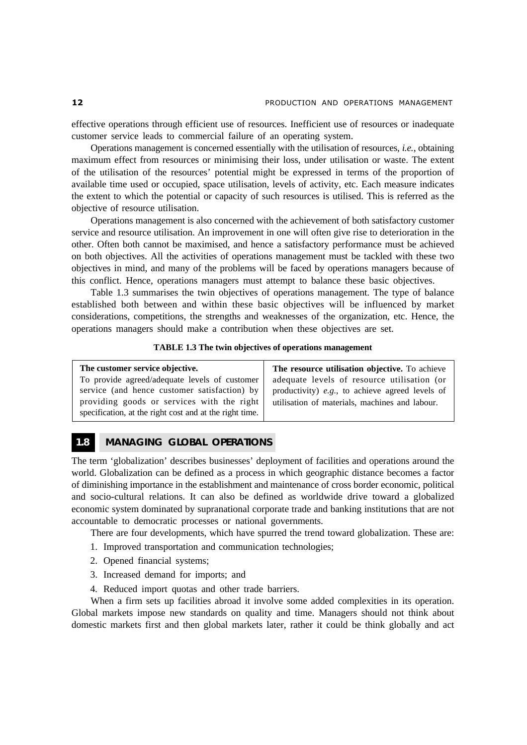effective operations through efficient use of resources. Inefficient use of resources or inadequate customer service leads to commercial failure of an operating system.

Operations management is concerned essentially with the utilisation of resources, *i.e.*, obtaining maximum effect from resources or minimising their loss, under utilisation or waste. The extent of the utilisation of the resources' potential might be expressed in terms of the proportion of available time used or occupied, space utilisation, levels of activity, etc. Each measure indicates the extent to which the potential or capacity of such resources is utilised. This is referred as the objective of resource utilisation.

Operations management is also concerned with the achievement of both satisfactory customer service and resource utilisation. An improvement in one will often give rise to deterioration in the other. Often both cannot be maximised, and hence a satisfactory performance must be achieved on both objectives. All the activities of operations management must be tackled with these two objectives in mind, and many of the problems will be faced by operations managers because of this conflict. Hence, operations managers must attempt to balance these basic objectives.

Table 1.3 summarises the twin objectives of operations management. The type of balance established both between and within these basic objectives will be influenced by market considerations, competitions, the strengths and weaknesses of the organization, etc. Hence, the operations managers should make a contribution when these objectives are set.

**TABLE 1.3 The twin objectives of operations management**

| | |
|---|---|
| **The customer service objective.** To provide agreed/adequate levels of customer service (and hence customer satisfaction) by providing goods or services with the right specification, at the right cost and at the right time. | **The resource utilisation objective.** To achieve adequate levels of resource utilisation (or productivity) *e.g.*, to achieve agreed levels of utilisation of materials, machines and labour. |

## 1.8 MANAGING GLOBAL OPERATIONS

The term 'globalization' describes businesses' deployment of facilities and operations around the world. Globalization can be defined as a process in which geographic distance becomes a factor of diminishing importance in the establishment and maintenance of cross border economic, political and socio-cultural relations. It can also be defined as worldwide drive toward a globalized economic system dominated by supranational corporate trade and banking institutions that are not accountable to democratic processes or national governments.

There are four developments, which have spurred the trend toward globalization. These are:

1. Improved transportation and communication technologies;
2. Opened financial systems;
3. Increased demand for imports; and
4. Reduced import quotas and other trade barriers.

When a firm sets up facilities abroad it involve some added complexities in its operation. Global markets impose new standards on quality and time. Managers should not think about domestic markets first and then global markets later, rather it could be think globally and act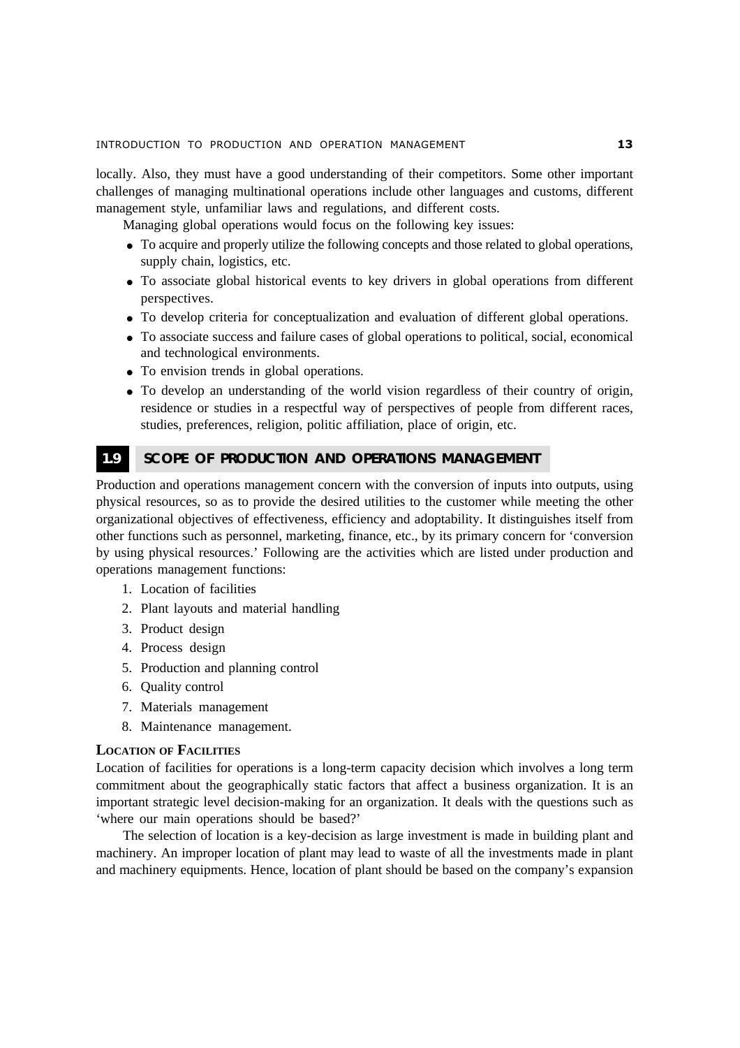locally. Also, they must have a good understanding of their competitors. Some other important challenges of managing multinational operations include other languages and customs, different management style, unfamiliar laws and regulations, and different costs.

Managing global operations would focus on the following key issues:

- To acquire and properly utilize the following concepts and those related to global operations, supply chain, logistics, etc.
- To associate global historical events to key drivers in global operations from different perspectives.
- To develop criteria for conceptualization and evaluation of different global operations.
- To associate success and failure cases of global operations to political, social, economical and technological environments.
- To envision trends in global operations.
- To develop an understanding of the world vision regardless of their country of origin, residence or studies in a respectful way of perspectives of people from different races, studies, preferences, religion, politic affiliation, place of origin, etc.

## 1.9 SCOPE OF PRODUCTION AND OPERATIONS MANAGEMENT

Production and operations management concern with the conversion of inputs into outputs, using physical resources, so as to provide the desired utilities to the customer while meeting the other organizational objectives of effectiveness, efficiency and adoptability. It distinguishes itself from other functions such as personnel, marketing, finance, etc., by its primary concern for 'conversion by using physical resources.' Following are the activities which are listed under production and operations management functions:

1. Location of facilities
2. Plant layouts and material handling
3. Product design
4. Process design
5. Production and planning control
6. Quality control
7. Materials management
8. Maintenance management.

### LOCATION OF FACILITIES

Location of facilities for operations is a long-term capacity decision which involves a long term commitment about the geographically static factors that affect a business organization. It is an important strategic level decision-making for an organization. It deals with the questions such as 'where our main operations should be based?'

The selection of location is a key-decision as large investment is made in building plant and machinery. An improper location of plant may lead to waste of all the investments made in plant and machinery equipments. Hence, location of plant should be based on the company's expansion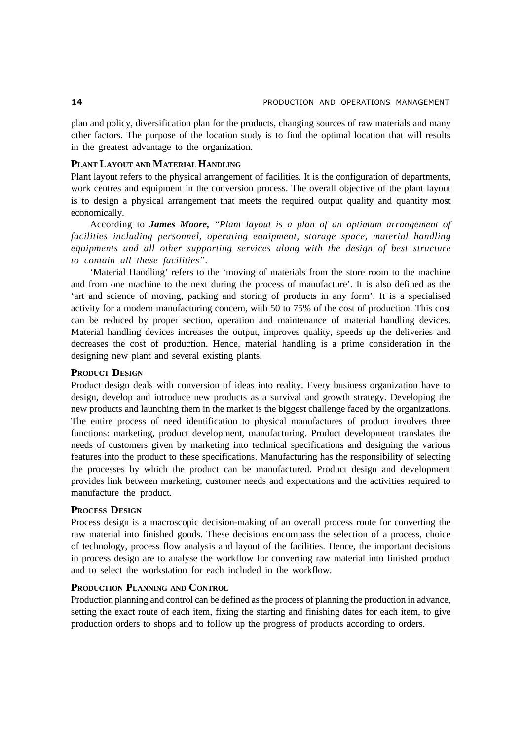plan and policy, diversification plan for the products, changing sources of raw materials and many other factors. The purpose of the location study is to find the optimal location that will results in the greatest advantage to the organization.

### PLANT LAYOUT AND MATERIAL HANDLING

Plant layout refers to the physical arrangement of facilities. It is the configuration of departments, work centres and equipment in the conversion process. The overall objective of the plant layout is to design a physical arrangement that meets the required output quality and quantity most economically.

According to ***James Moore,*** *"Plant layout is a plan of an optimum arrangement of facilities including personnel, operating equipment, storage space, material handling equipments and all other supporting services along with the design of best structure to contain all these facilities".*

'Material Handling' refers to the 'moving of materials from the store room to the machine and from one machine to the next during the process of manufacture'. It is also defined as the 'art and science of moving, packing and storing of products in any form'. It is a specialised activity for a modern manufacturing concern, with 50 to 75% of the cost of production. This cost can be reduced by proper section, operation and maintenance of material handling devices. Material handling devices increases the output, improves quality, speeds up the deliveries and decreases the cost of production. Hence, material handling is a prime consideration in the designing new plant and several existing plants.

### PRODUCT DESIGN

Product design deals with conversion of ideas into reality. Every business organization have to design, develop and introduce new products as a survival and growth strategy. Developing the new products and launching them in the market is the biggest challenge faced by the organizations. The entire process of need identification to physical manufactures of product involves three functions: marketing, product development, manufacturing. Product development translates the needs of customers given by marketing into technical specifications and designing the various features into the product to these specifications. Manufacturing has the responsibility of selecting the processes by which the product can be manufactured. Product design and development provides link between marketing, customer needs and expectations and the activities required to manufacture the product.

### PROCESS DESIGN

Process design is a macroscopic decision-making of an overall process route for converting the raw material into finished goods. These decisions encompass the selection of a process, choice of technology, process flow analysis and layout of the facilities. Hence, the important decisions in process design are to analyse the workflow for converting raw material into finished product and to select the workstation for each included in the workflow.

### PRODUCTION PLANNING AND CONTROL

Production planning and control can be defined as the process of planning the production in advance, setting the exact route of each item, fixing the starting and finishing dates for each item, to give production orders to shops and to follow up the progress of products according to orders.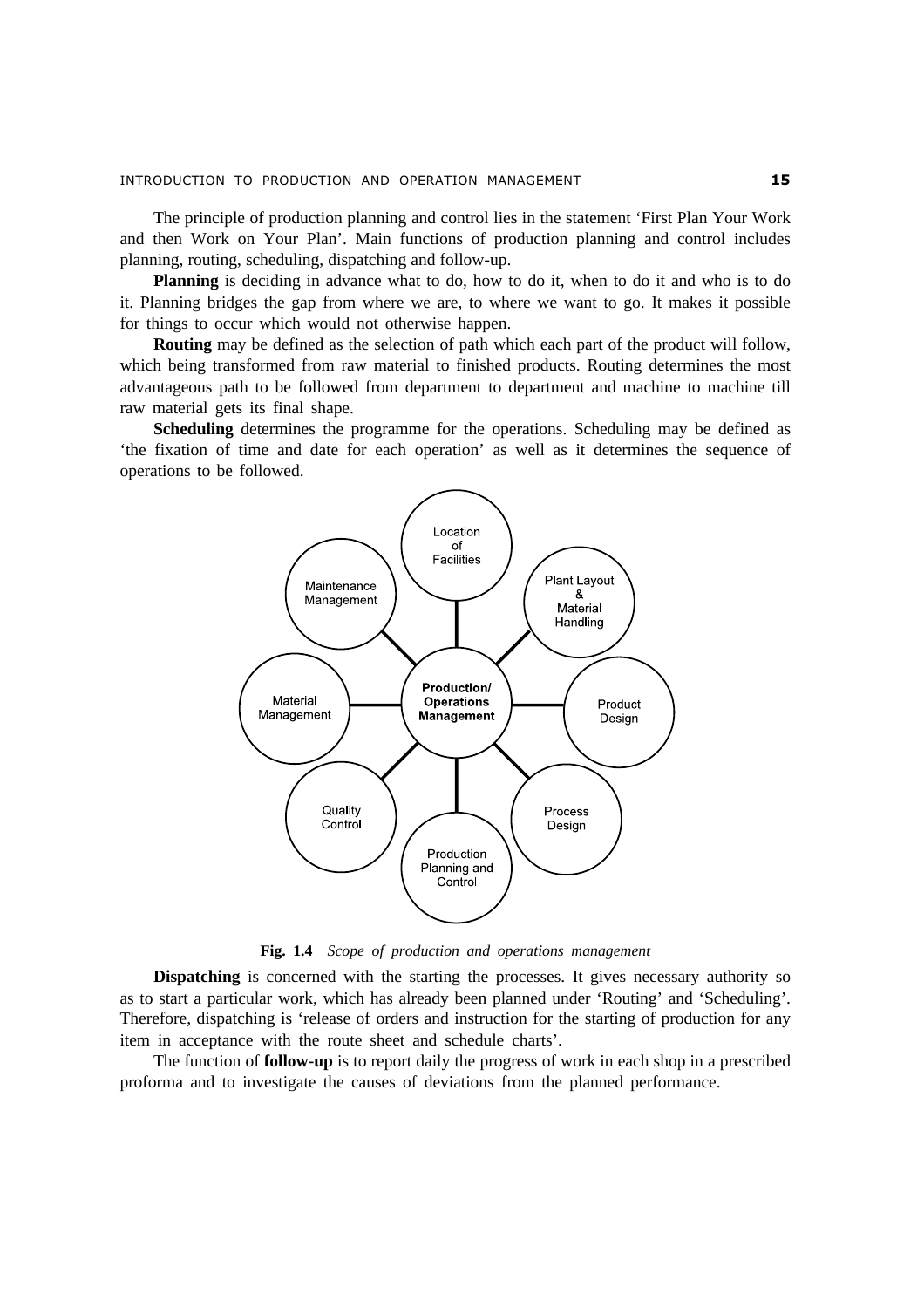The principle of production planning and control lies in the statement 'First Plan Your Work and then Work on Your Plan'. Main functions of production planning and control includes planning, routing, scheduling, dispatching and follow-up.

**Planning** is deciding in advance what to do, how to do it, when to do it and who is to do it. Planning bridges the gap from where we are, to where we want to go. It makes it possible for things to occur which would not otherwise happen.

**Routing** may be defined as the selection of path which each part of the product will follow, which being transformed from raw material to finished products. Routing determines the most advantageous path to be followed from department to department and machine to machine till raw material gets its final shape.

**Scheduling** determines the programme for the operations. Scheduling may be defined as 'the fixation of time and date for each operation' as well as it determines the sequence of operations to be followed.

**Fig. 1.4** *Scope of production and operations management*

**Dispatching** is concerned with the starting the processes. It gives necessary authority so as to start a particular work, which has already been planned under 'Routing' and 'Scheduling'. Therefore, dispatching is 'release of orders and instruction for the starting of production for any item in acceptance with the route sheet and schedule charts'.

The function of **follow-up** is to report daily the progress of work in each shop in a prescribed proforma and to investigate the causes of deviations from the planned performance.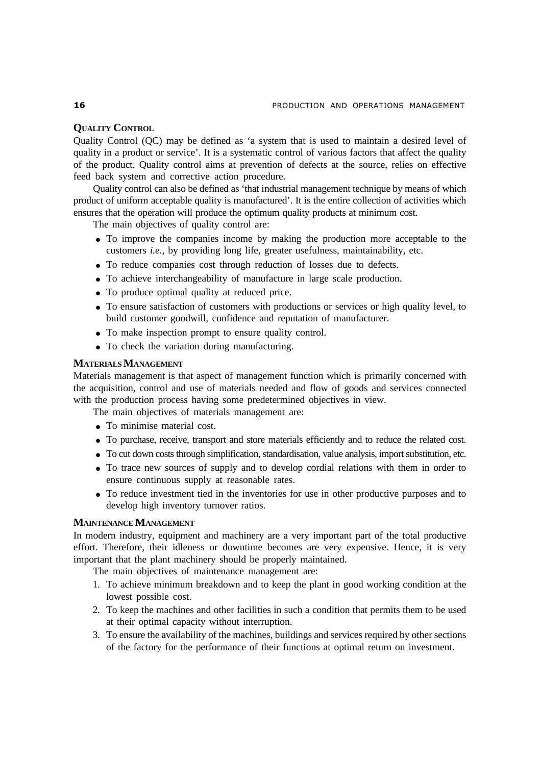### Quality Control

Quality Control (QC) may be defined as 'a system that is used to maintain a desired level of quality in a product or service'. It is a systematic control of various factors that affect the quality of the product. Quality control aims at prevention of defects at the source, relies on effective feed back system and corrective action procedure.

Quality control can also be defined as 'that industrial management technique by means of which product of uniform acceptable quality is manufactured'. It is the entire collection of activities which ensures that the operation will produce the optimum quality products at minimum cost.

The main objectives of quality control are:

- To improve the companies income by making the production more acceptable to the customers *i.e.*, by providing long life, greater usefulness, maintainability, etc.
- To reduce companies cost through reduction of losses due to defects.
- To achieve interchangeability of manufacture in large scale production.
- To produce optimal quality at reduced price.
- To ensure satisfaction of customers with productions or services or high quality level, to build customer goodwill, confidence and reputation of manufacturer.
- To make inspection prompt to ensure quality control.
- To check the variation during manufacturing.

### Materials Management

Materials management is that aspect of management function which is primarily concerned with the acquisition, control and use of materials needed and flow of goods and services connected with the production process having some predetermined objectives in view.

The main objectives of materials management are:

- To minimise material cost.
- To purchase, receive, transport and store materials efficiently and to reduce the related cost.
- To cut down costs through simplification, standardisation, value analysis, import substitution, etc.
- To trace new sources of supply and to develop cordial relations with them in order to ensure continuous supply at reasonable rates.
- To reduce investment tied in the inventories for use in other productive purposes and to develop high inventory turnover ratios.

### Maintenance Management

In modern industry, equipment and machinery are a very important part of the total productive effort. Therefore, their idleness or downtime becomes are very expensive. Hence, it is very important that the plant machinery should be properly maintained.

The main objectives of maintenance management are:

1. To achieve minimum breakdown and to keep the plant in good working condition at the lowest possible cost.
2. To keep the machines and other facilities in such a condition that permits them to be used at their optimal capacity without interruption.
3. To ensure the availability of the machines, buildings and services required by other sections of the factory for the performance of their functions at optimal return on investment.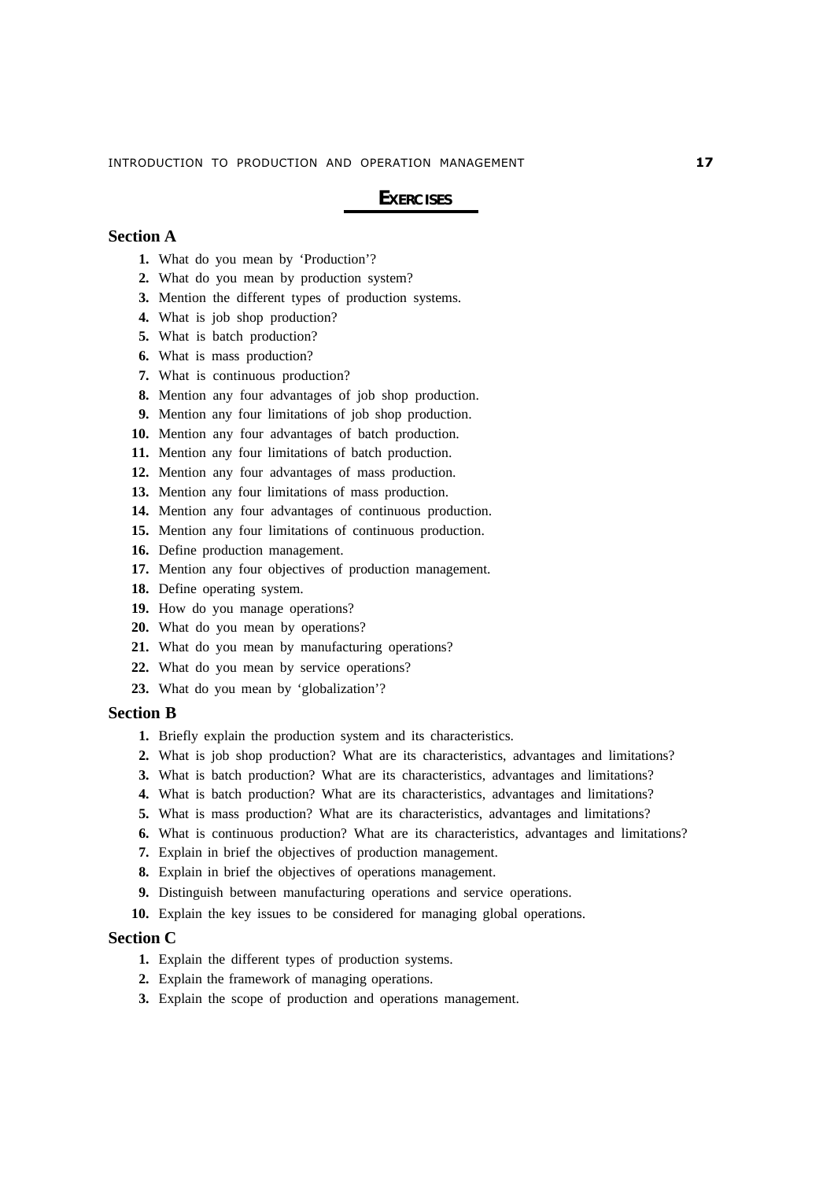## EXERCISES

### Section A

1. What do you mean by 'Production'?
2. What do you mean by production system?
3. Mention the different types of production systems.
4. What is job shop production?
5. What is batch production?
6. What is mass production?
7. What is continuous production?
8. Mention any four advantages of job shop production.
9. Mention any four limitations of job shop production.
10. Mention any four advantages of batch production.
11. Mention any four limitations of batch production.
12. Mention any four advantages of mass production.
13. Mention any four limitations of mass production.
14. Mention any four advantages of continuous production.
15. Mention any four limitations of continuous production.
16. Define production management.
17. Mention any four objectives of production management.
18. Define operating system.
19. How do you manage operations?
20. What do you mean by operations?
21. What do you mean by manufacturing operations?
22. What do you mean by service operations?
23. What do you mean by 'globalization'?

### Section B

1. Briefly explain the production system and its characteristics.
2. What is job shop production? What are its characteristics, advantages and limitations?
3. What is batch production? What are its characteristics, advantages and limitations?
4. What is batch production? What are its characteristics, advantages and limitations?
5. What is mass production? What are its characteristics, advantages and limitations?
6. What is continuous production? What are its characteristics, advantages and limitations?
7. Explain in brief the objectives of production management.
8. Explain in brief the objectives of operations management.
9. Distinguish between manufacturing operations and service operations.
10. Explain the key issues to be considered for managing global operations.

### Section C

1. Explain the different types of production systems.
2. Explain the framework of managing operations.
3. Explain the scope of production and operations management.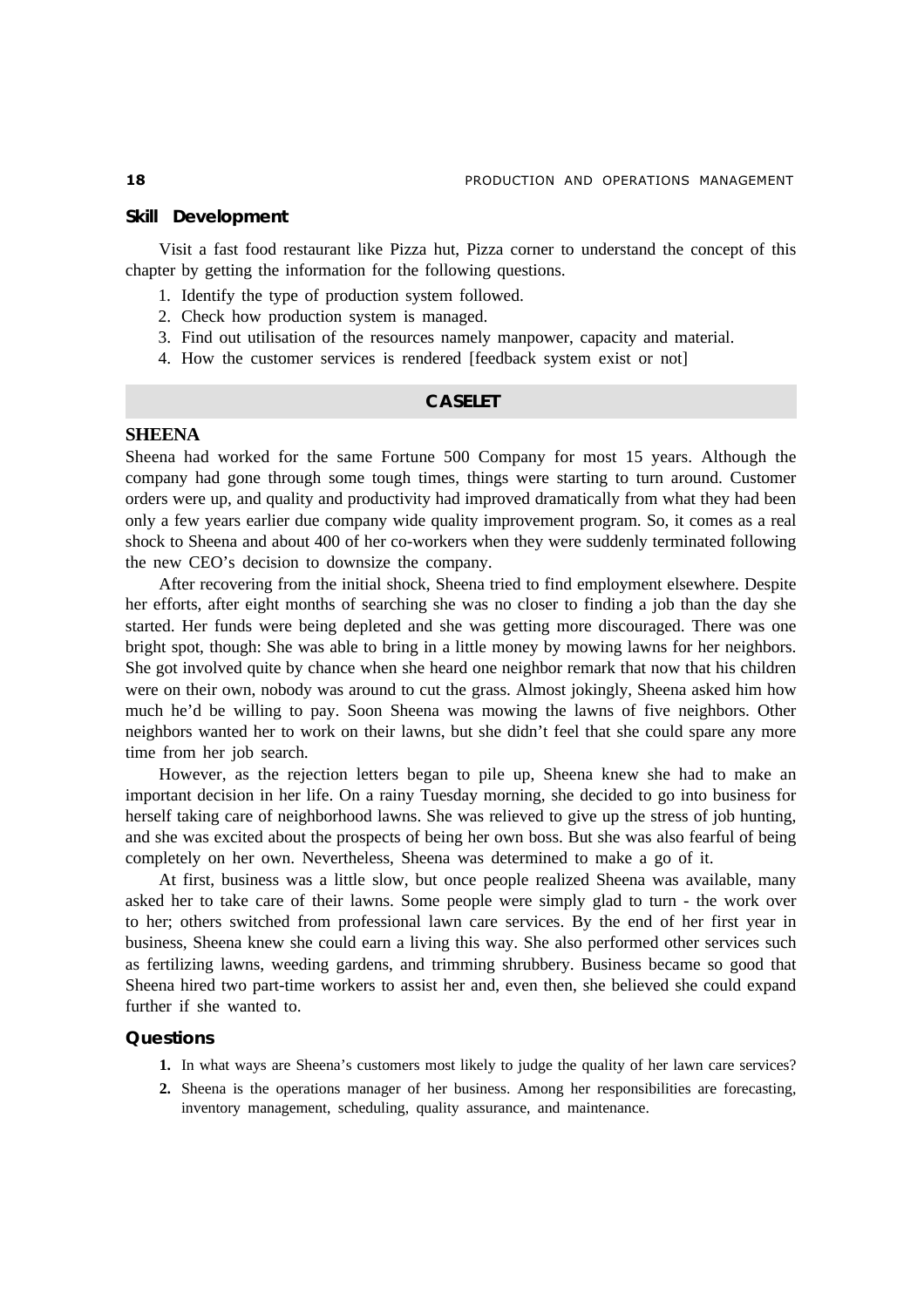### Skill Development

Visit a fast food restaurant like Pizza hut, Pizza corner to understand the concept of this chapter by getting the information for the following questions.

1. Identify the type of production system followed.
2. Check how production system is managed.
3. Find out utilisation of the resources namely manpower, capacity and material.
4. How the customer services is rendered [feedback system exist or not]

## CASELET

### SHEENA

Sheena had worked for the same Fortune 500 Company for most 15 years. Although the company had gone through some tough times, things were starting to turn around. Customer orders were up, and quality and productivity had improved dramatically from what they had been only a few years earlier due company wide quality improvement program. So, it comes as a real shock to Sheena and about 400 of her co-workers when they were suddenly terminated following the new CEO's decision to downsize the company.

After recovering from the initial shock, Sheena tried to find employment elsewhere. Despite her efforts, after eight months of searching she was no closer to finding a job than the day she started. Her funds were being depleted and she was getting more discouraged. There was one bright spot, though: She was able to bring in a little money by mowing lawns for her neighbors. She got involved quite by chance when she heard one neighbor remark that now that his children were on their own, nobody was around to cut the grass. Almost jokingly, Sheena asked him how much he'd be willing to pay. Soon Sheena was mowing the lawns of five neighbors. Other neighbors wanted her to work on their lawns, but she didn't feel that she could spare any more time from her job search.

However, as the rejection letters began to pile up, Sheena knew she had to make an important decision in her life. On a rainy Tuesday morning, she decided to go into business for herself taking care of neighborhood lawns. She was relieved to give up the stress of job hunting, and she was excited about the prospects of being her own boss. But she was also fearful of being completely on her own. Nevertheless, Sheena was determined to make a go of it.

At first, business was a little slow, but once people realized Sheena was available, many asked her to take care of their lawns. Some people were simply glad to turn - the work over to her; others switched from professional lawn care services. By the end of her first year in business, Sheena knew she could earn a living this way. She also performed other services such as fertilizing lawns, weeding gardens, and trimming shrubbery. Business became so good that Sheena hired two part-time workers to assist her and, even then, she believed she could expand further if she wanted to.

### Questions

1. In what ways are Sheena's customers most likely to judge the quality of her lawn care services?
2. Sheena is the operations manager of her business. Among her responsibilities are forecasting, inventory management, scheduling, quality assurance, and maintenance.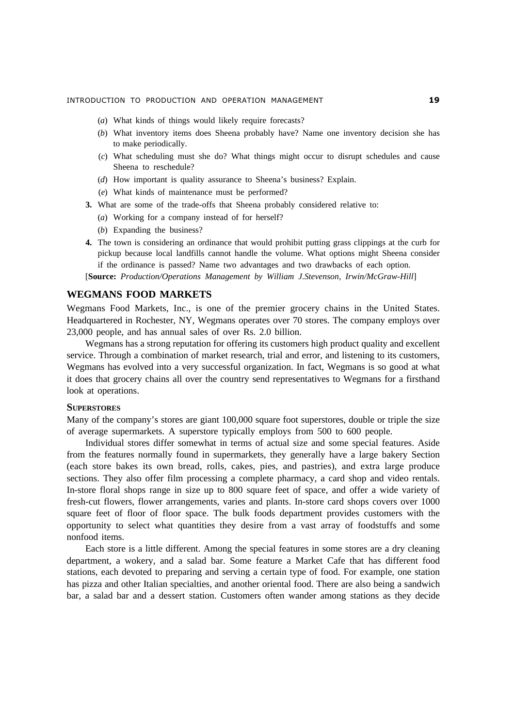(*a*) What kinds of things would likely require forecasts?

(*b*) What inventory items does Sheena probably have? Name one inventory decision she has to make periodically.

(*c*) What scheduling must she do? What things might occur to disrupt schedules and cause Sheena to reschedule?

(*d*) How important is quality assurance to Sheena's business? Explain.

(*e*) What kinds of maintenance must be performed?

**3.** What are some of the trade-offs that Sheena probably considered relative to:

(*a*) Working for a company instead of for herself?

(*b*) Expanding the business?

**4.** The town is considering an ordinance that would prohibit putting grass clippings at the curb for pickup because local landfills cannot handle the volume. What options might Sheena consider if the ordinance is passed? Name two advantages and two drawbacks of each option.

[**Source:** *Production/Operations Management by William J.Stevenson, Irwin/McGraw-Hill*]

## WEGMANS FOOD MARKETS

Wegmans Food Markets, Inc., is one of the premier grocery chains in the United States. Headquartered in Rochester, NY, Wegmans operates over 70 stores. The company employs over 23,000 people, and has annual sales of over Rs. 2.0 billion.

Wegmans has a strong reputation for offering its customers high product quality and excellent service. Through a combination of market research, trial and error, and listening to its customers, Wegmans has evolved into a very successful organization. In fact, Wegmans is so good at what it does that grocery chains all over the country send representatives to Wegmans for a firsthand look at operations.

### SUPERSTORES

Many of the company's stores are giant 100,000 square foot superstores, double or triple the size of average supermarkets. A superstore typically employs from 500 to 600 people.

Individual stores differ somewhat in terms of actual size and some special features. Aside from the features normally found in supermarkets, they generally have a large bakery Section (each store bakes its own bread, rolls, cakes, pies, and pastries), and extra large produce sections. They also offer film processing a complete pharmacy, a card shop and video rentals. In-store floral shops range in size up to 800 square feet of space, and offer a wide variety of fresh-cut flowers, flower arrangements, varies and plants. In-store card shops covers over 1000 square feet of floor of floor space. The bulk foods department provides customers with the opportunity to select what quantities they desire from a vast array of foodstuffs and some nonfood items.

Each store is a little different. Among the special features in some stores are a dry cleaning department, a wokery, and a salad bar. Some feature a Market Cafe that has different food stations, each devoted to preparing and serving a certain type of food. For example, one station has pizza and other Italian specialties, and another oriental food. There are also being a sandwich bar, a salad bar and a dessert station. Customers often wander among stations as they decide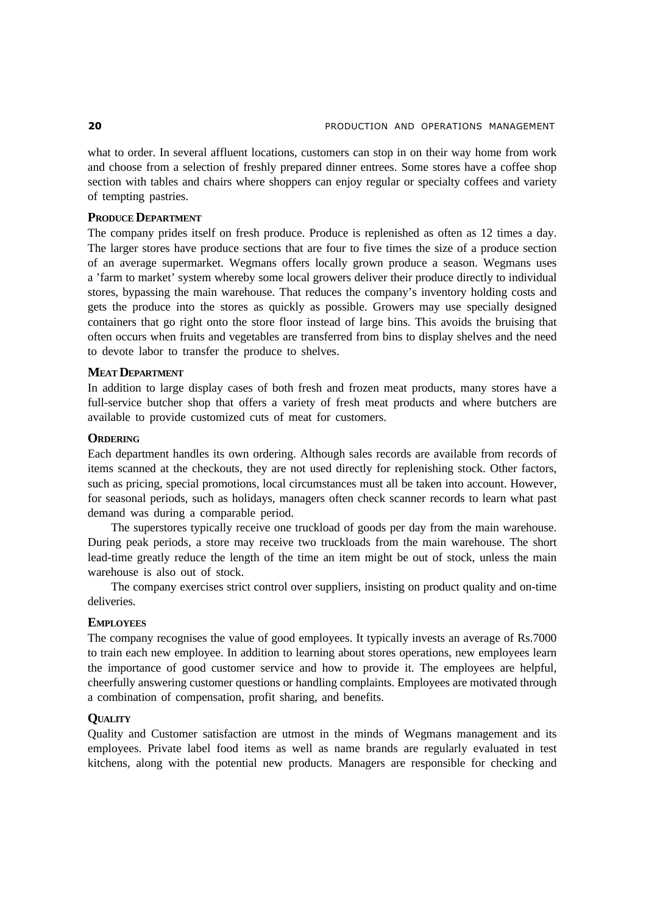what to order. In several affluent locations, customers can stop in on their way home from work and choose from a selection of freshly prepared dinner entrees. Some stores have a coffee shop section with tables and chairs where shoppers can enjoy regular or specialty coffees and variety of tempting pastries.

### PRODUCE DEPARTMENT

The company prides itself on fresh produce. Produce is replenished as often as 12 times a day. The larger stores have produce sections that are four to five times the size of a produce section of an average supermarket. Wegmans offers locally grown produce a season. Wegmans uses a 'farm to market' system whereby some local growers deliver their produce directly to individual stores, bypassing the main warehouse. That reduces the company's inventory holding costs and gets the produce into the stores as quickly as possible. Growers may use specially designed containers that go right onto the store floor instead of large bins. This avoids the bruising that often occurs when fruits and vegetables are transferred from bins to display shelves and the need to devote labor to transfer the produce to shelves.

### MEAT DEPARTMENT

In addition to large display cases of both fresh and frozen meat products, many stores have a full-service butcher shop that offers a variety of fresh meat products and where butchers are available to provide customized cuts of meat for customers.

### ORDERING

Each department handles its own ordering. Although sales records are available from records of items scanned at the checkouts, they are not used directly for replenishing stock. Other factors, such as pricing, special promotions, local circumstances must all be taken into account. However, for seasonal periods, such as holidays, managers often check scanner records to learn what past demand was during a comparable period.

The superstores typically receive one truckload of goods per day from the main warehouse. During peak periods, a store may receive two truckloads from the main warehouse. The short lead-time greatly reduce the length of the time an item might be out of stock, unless the main warehouse is also out of stock.

The company exercises strict control over suppliers, insisting on product quality and on-time deliveries.

### EMPLOYEES

The company recognises the value of good employees. It typically invests an average of Rs.7000 to train each new employee. In addition to learning about stores operations, new employees learn the importance of good customer service and how to provide it. The employees are helpful, cheerfully answering customer questions or handling complaints. Employees are motivated through a combination of compensation, profit sharing, and benefits.

### QUALITY

Quality and Customer satisfaction are utmost in the minds of Wegmans management and its employees. Private label food items as well as name brands are regularly evaluated in test kitchens, along with the potential new products. Managers are responsible for checking and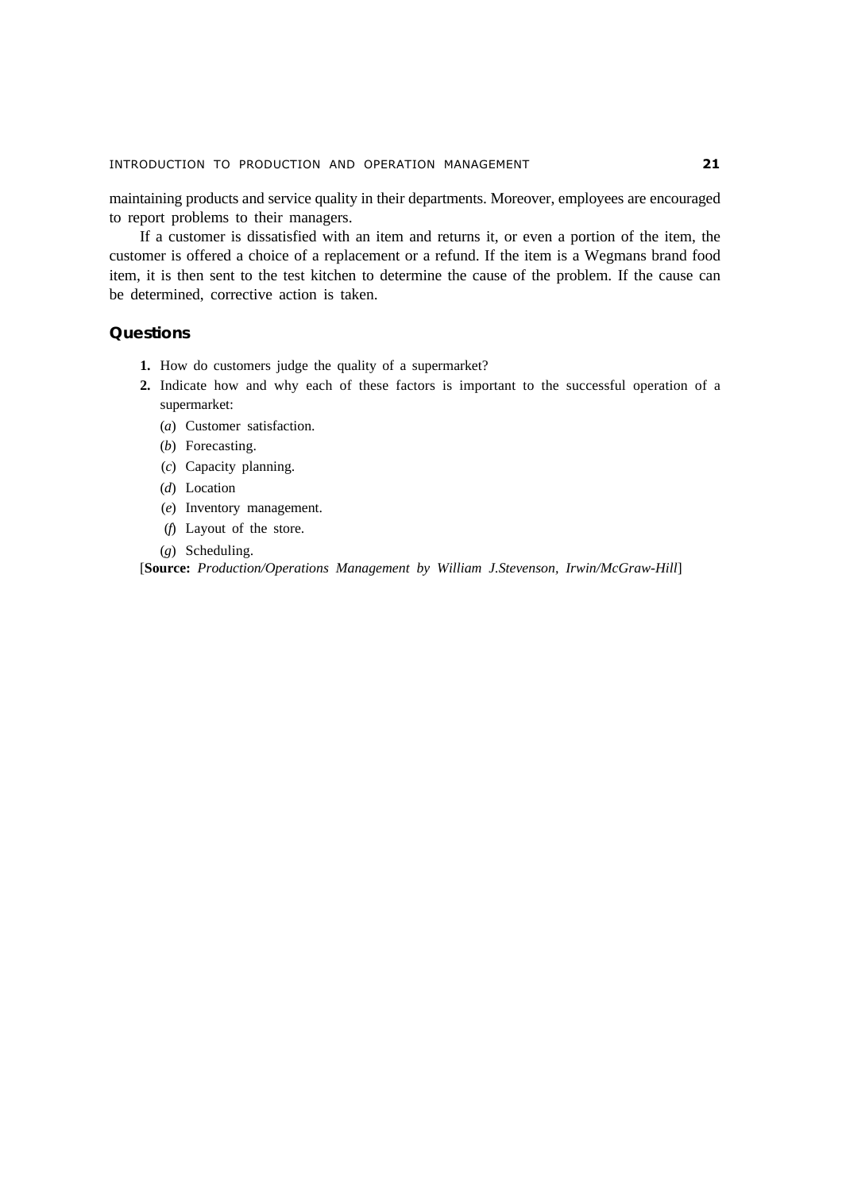maintaining products and service quality in their departments. Moreover, employees are encouraged to report problems to their managers.

If a customer is dissatisfied with an item and returns it, or even a portion of the item, the customer is offered a choice of a replacement or a refund. If the item is a Wegmans brand food item, it is then sent to the test kitchen to determine the cause of the problem. If the cause can be determined, corrective action is taken.

### Questions

1. How do customers judge the quality of a supermarket?
2. Indicate how and why each of these factors is important to the successful operation of a supermarket:
   (*a*) Customer satisfaction.
   (*b*) Forecasting.
   (*c*) Capacity planning.
   (*d*) Location
   (*e*) Inventory management.
   (*f*) Layout of the store.
   (*g*) Scheduling.

[**Source:** *Production/Operations Management by William J.Stevenson, Irwin/McGraw-Hill*]